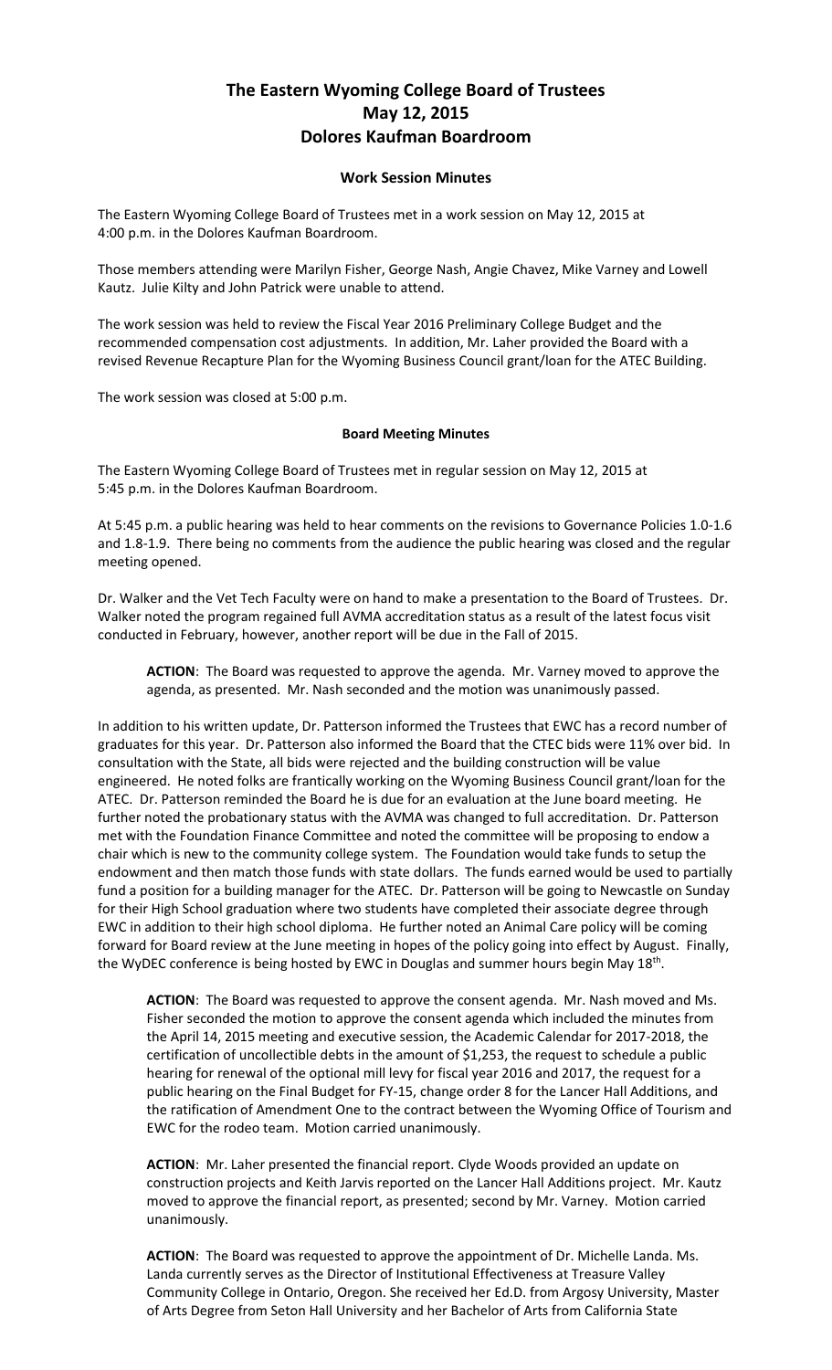# The Eastern Wyoming College Board of Trustees
# May 12, 2015
# Dolores Kaufman Boardroom

### Work Session Minutes

The Eastern Wyoming College Board of Trustees met in a work session on May 12, 2015 at 4:00 p.m. in the Dolores Kaufman Boardroom.

Those members attending were Marilyn Fisher, George Nash, Angie Chavez, Mike Varney and Lowell Kautz. Julie Kilty and John Patrick were unable to attend.

The work session was held to review the Fiscal Year 2016 Preliminary College Budget and the recommended compensation cost adjustments. In addition, Mr. Laher provided the Board with a revised Revenue Recapture Plan for the Wyoming Business Council grant/loan for the ATEC Building.

The work session was closed at 5:00 p.m.

### Board Meeting Minutes

The Eastern Wyoming College Board of Trustees met in regular session on May 12, 2015 at 5:45 p.m. in the Dolores Kaufman Boardroom.

At 5:45 p.m. a public hearing was held to hear comments on the revisions to Governance Policies 1.0-1.6 and 1.8-1.9. There being no comments from the audience the public hearing was closed and the regular meeting opened.

Dr. Walker and the Vet Tech Faculty were on hand to make a presentation to the Board of Trustees. Dr. Walker noted the program regained full AVMA accreditation status as a result of the latest focus visit conducted in February, however, another report will be due in the Fall of 2015.

> **ACTION**: The Board was requested to approve the agenda. Mr. Varney moved to approve the agenda, as presented. Mr. Nash seconded and the motion was unanimously passed.

In addition to his written update, Dr. Patterson informed the Trustees that EWC has a record number of graduates for this year. Dr. Patterson also informed the Board that the CTEC bids were 11% over bid. In consultation with the State, all bids were rejected and the building construction will be value engineered. He noted folks are frantically working on the Wyoming Business Council grant/loan for the ATEC. Dr. Patterson reminded the Board he is due for an evaluation at the June board meeting. He further noted the probationary status with the AVMA was changed to full accreditation. Dr. Patterson met with the Foundation Finance Committee and noted the committee will be proposing to endow a chair which is new to the community college system. The Foundation would take funds to setup the endowment and then match those funds with state dollars. The funds earned would be used to partially fund a position for a building manager for the ATEC. Dr. Patterson will be going to Newcastle on Sunday for their High School graduation where two students have completed their associate degree through EWC in addition to their high school diploma. He further noted an Animal Care policy will be coming forward for Board review at the June meeting in hopes of the policy going into effect by August. Finally, the WyDEC conference is being hosted by EWC in Douglas and summer hours begin May 18th.

> **ACTION**: The Board was requested to approve the consent agenda. Mr. Nash moved and Ms. Fisher seconded the motion to approve the consent agenda which included the minutes from the April 14, 2015 meeting and executive session, the Academic Calendar for 2017-2018, the certification of uncollectible debts in the amount of $1,253, the request to schedule a public hearing for renewal of the optional mill levy for fiscal year 2016 and 2017, the request for a public hearing on the Final Budget for FY-15, change order 8 for the Lancer Hall Additions, and the ratification of Amendment One to the contract between the Wyoming Office of Tourism and EWC for the rodeo team. Motion carried unanimously.

> **ACTION**: Mr. Laher presented the financial report. Clyde Woods provided an update on construction projects and Keith Jarvis reported on the Lancer Hall Additions project. Mr. Kautz moved to approve the financial report, as presented; second by Mr. Varney. Motion carried unanimously.

> **ACTION**: The Board was requested to approve the appointment of Dr. Michelle Landa. Ms. Landa currently serves as the Director of Institutional Effectiveness at Treasure Valley Community College in Ontario, Oregon. She received her Ed.D. from Argosy University, Master of Arts Degree from Seton Hall University and her Bachelor of Arts from California State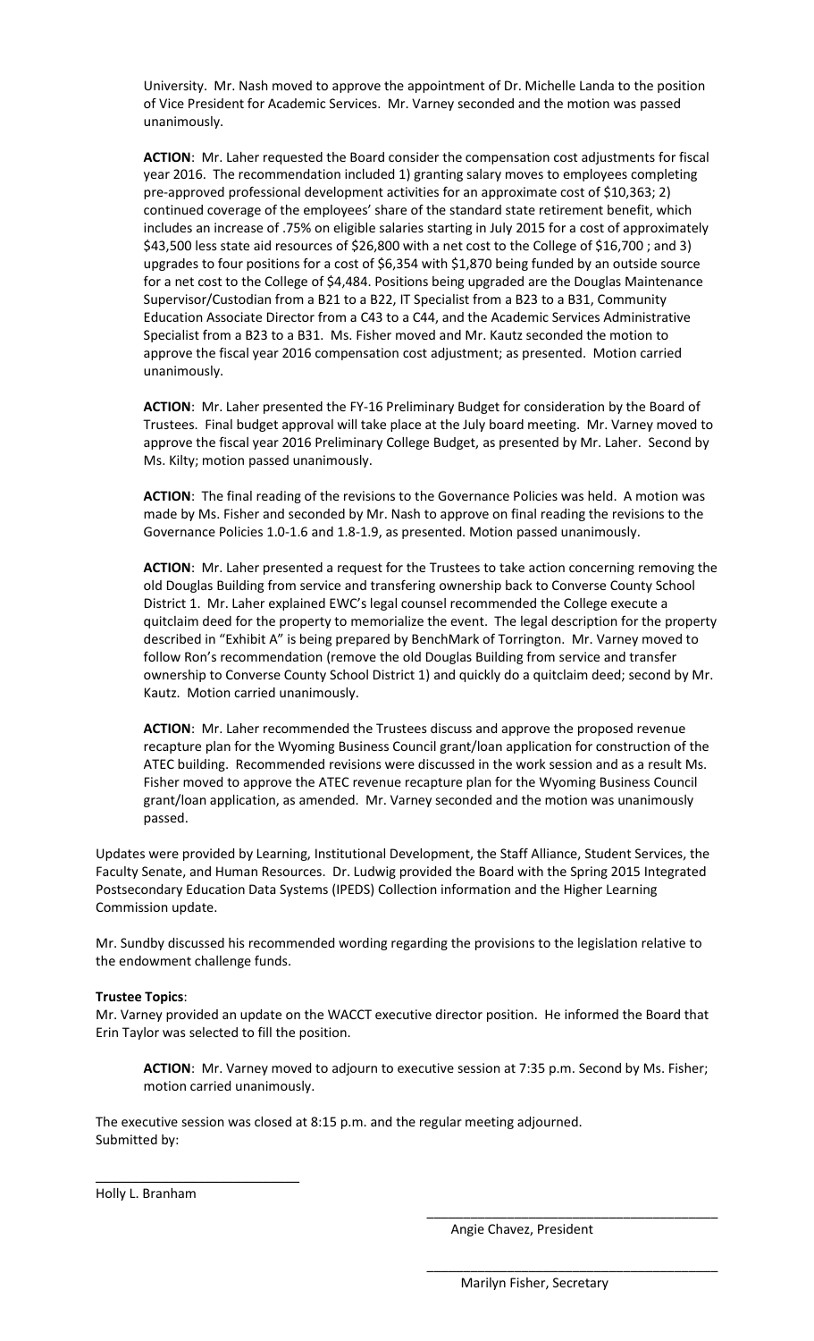University. Mr. Nash moved to approve the appointment of Dr. Michelle Landa to the position of Vice President for Academic Services. Mr. Varney seconded and the motion was passed unanimously.

**ACTION**: Mr. Laher requested the Board consider the compensation cost adjustments for fiscal year 2016. The recommendation included 1) granting salary moves to employees completing pre-approved professional development activities for an approximate cost of $10,363; 2) continued coverage of the employees' share of the standard state retirement benefit, which includes an increase of .75% on eligible salaries starting in July 2015 for a cost of approximately $43,500 less state aid resources of $26,800 with a net cost to the College of $16,700 ; and 3) upgrades to four positions for a cost of $6,354 with $1,870 being funded by an outside source for a net cost to the College of $4,484. Positions being upgraded are the Douglas Maintenance Supervisor/Custodian from a B21 to a B22, IT Specialist from a B23 to a B31, Community Education Associate Director from a C43 to a C44, and the Academic Services Administrative Specialist from a B23 to a B31. Ms. Fisher moved and Mr. Kautz seconded the motion to approve the fiscal year 2016 compensation cost adjustment; as presented. Motion carried unanimously.

**ACTION**: Mr. Laher presented the FY-16 Preliminary Budget for consideration by the Board of Trustees. Final budget approval will take place at the July board meeting. Mr. Varney moved to approve the fiscal year 2016 Preliminary College Budget, as presented by Mr. Laher. Second by Ms. Kilty; motion passed unanimously.

**ACTION**: The final reading of the revisions to the Governance Policies was held. A motion was made by Ms. Fisher and seconded by Mr. Nash to approve on final reading the revisions to the Governance Policies 1.0-1.6 and 1.8-1.9, as presented. Motion passed unanimously.

**ACTION**: Mr. Laher presented a request for the Trustees to take action concerning removing the old Douglas Building from service and transfering ownership back to Converse County School District 1. Mr. Laher explained EWC's legal counsel recommended the College execute a quitclaim deed for the property to memorialize the event. The legal description for the property described in "Exhibit A" is being prepared by BenchMark of Torrington. Mr. Varney moved to follow Ron's recommendation (remove the old Douglas Building from service and transfer ownership to Converse County School District 1) and quickly do a quitclaim deed; second by Mr. Kautz. Motion carried unanimously.

**ACTION**: Mr. Laher recommended the Trustees discuss and approve the proposed revenue recapture plan for the Wyoming Business Council grant/loan application for construction of the ATEC building. Recommended revisions were discussed in the work session and as a result Ms. Fisher moved to approve the ATEC revenue recapture plan for the Wyoming Business Council grant/loan application, as amended. Mr. Varney seconded and the motion was unanimously passed.

Updates were provided by Learning, Institutional Development, the Staff Alliance, Student Services, the Faculty Senate, and Human Resources. Dr. Ludwig provided the Board with the Spring 2015 Integrated Postsecondary Education Data Systems (IPEDS) Collection information and the Higher Learning Commission update.

Mr. Sundby discussed his recommended wording regarding the provisions to the legislation relative to the endowment challenge funds.

**Trustee Topics**:

Mr. Varney provided an update on the WACCT executive director position. He informed the Board that Erin Taylor was selected to fill the position.

**ACTION**: Mr. Varney moved to adjourn to executive session at 7:35 p.m. Second by Ms. Fisher; motion carried unanimously.

The executive session was closed at 8:15 p.m. and the regular meeting adjourned.

Submitted by:

\_\_\_\_\_\_\_\_\_\_\_\_\_\_\_\_\_\_\_\_\_\_\_\_\_\_\_\_

Holly L. Branham

\_\_\_\_\_\_\_\_\_\_\_\_\_\_\_\_\_\_\_\_\_\_\_\_\_\_\_\_

Angie Chavez, President

\_\_\_\_\_\_\_\_\_\_\_\_\_\_\_\_\_\_\_\_\_\_\_\_\_\_\_\_

Marilyn Fisher, Secretary